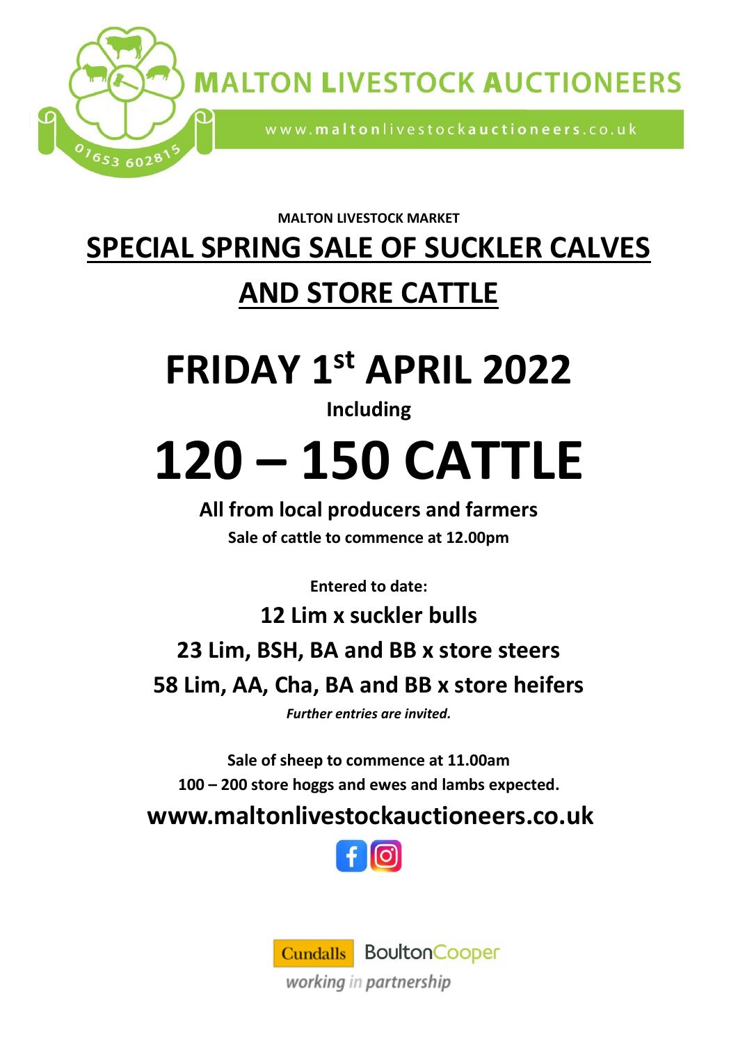# MALTON LIVESTOCK AUCTIONEERS

www.maltonlivestockauctioneers.co.uk

01653 602815

**MALTON LIVESTOCK MARKET**

## SPECIAL SPRING SALE OF SUCKLER CALVES AND STORE CATTLE

# FRIDAY 1st APRIL 2022

**Including**

# 120 – 150 CATTLE

**All from local producers and farmers**

**Sale of cattle to commence at 12.00pm**

**Entered to date:**

**12 Lim x suckler bulls**

**23 Lim, BSH, BA and BB x store steers**

**58 Lim, AA, Cha, BA and BB x store heifers**

***Further entries are invited.***

**Sale of sheep to commence at 11.00am**

**100 – 200 store hoggs and ewes and lambs expected.**

**www.maltonlivestockauctioneers.co.uk**

Cundalls BoultonCooper

*working in partnership*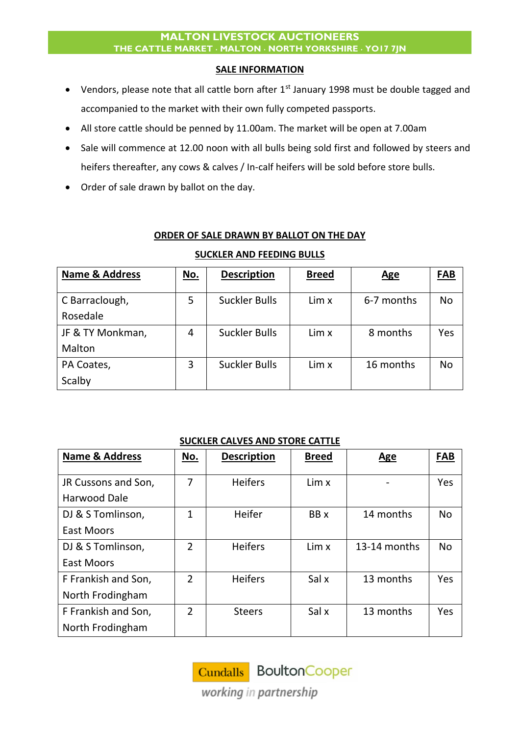# MALTON LIVESTOCK AUCTIONEERS
**THE CATTLE MARKET · MALTON · NORTH YORKSHIRE · YO17 7JN**

## SALE INFORMATION

- Vendors, please note that all cattle born after 1st January 1998 must be double tagged and accompanied to the market with their own fully competed passports.
- All store cattle should be penned by 11.00am. The market will be open at 7.00am
- Sale will commence at 12.00 noon with all bulls being sold first and followed by steers and heifers thereafter, any cows & calves / In-calf heifers will be sold before store bulls.
- Order of sale drawn by ballot on the day.

## ORDER OF SALE DRAWN BY BALLOT ON THE DAY

### SUCKLER AND FEEDING BULLS

| Name & Address | No. | Description | Breed | Age | FAB |
|---|---|---|---|---|---|
| C Barraclough, Rosedale | 5 | Suckler Bulls | Lim x | 6-7 months | No |
| JF & TY Monkman, Malton | 4 | Suckler Bulls | Lim x | 8 months | Yes |
| PA Coates, Scalby | 3 | Suckler Bulls | Lim x | 16 months | No |

### SUCKLER CALVES AND STORE CATTLE

| Name & Address | No. | Description | Breed | Age | FAB |
|---|---|---|---|---|---|
| JR Cussons and Son, Harwood Dale | 7 | Heifers | Lim x | - | Yes |
| DJ & S Tomlinson, East Moors | 1 | Heifer | BB x | 14 months | No |
| DJ & S Tomlinson, East Moors | 2 | Heifers | Lim x | 13-14 months | No |
| F Frankish and Son, North Frodingham | 2 | Heifers | Sal x | 13 months | Yes |
| F Frankish and Son, North Frodingham | 2 | Steers | Sal x | 13 months | Yes |

Cundalls BoultonCooper *working in partnership*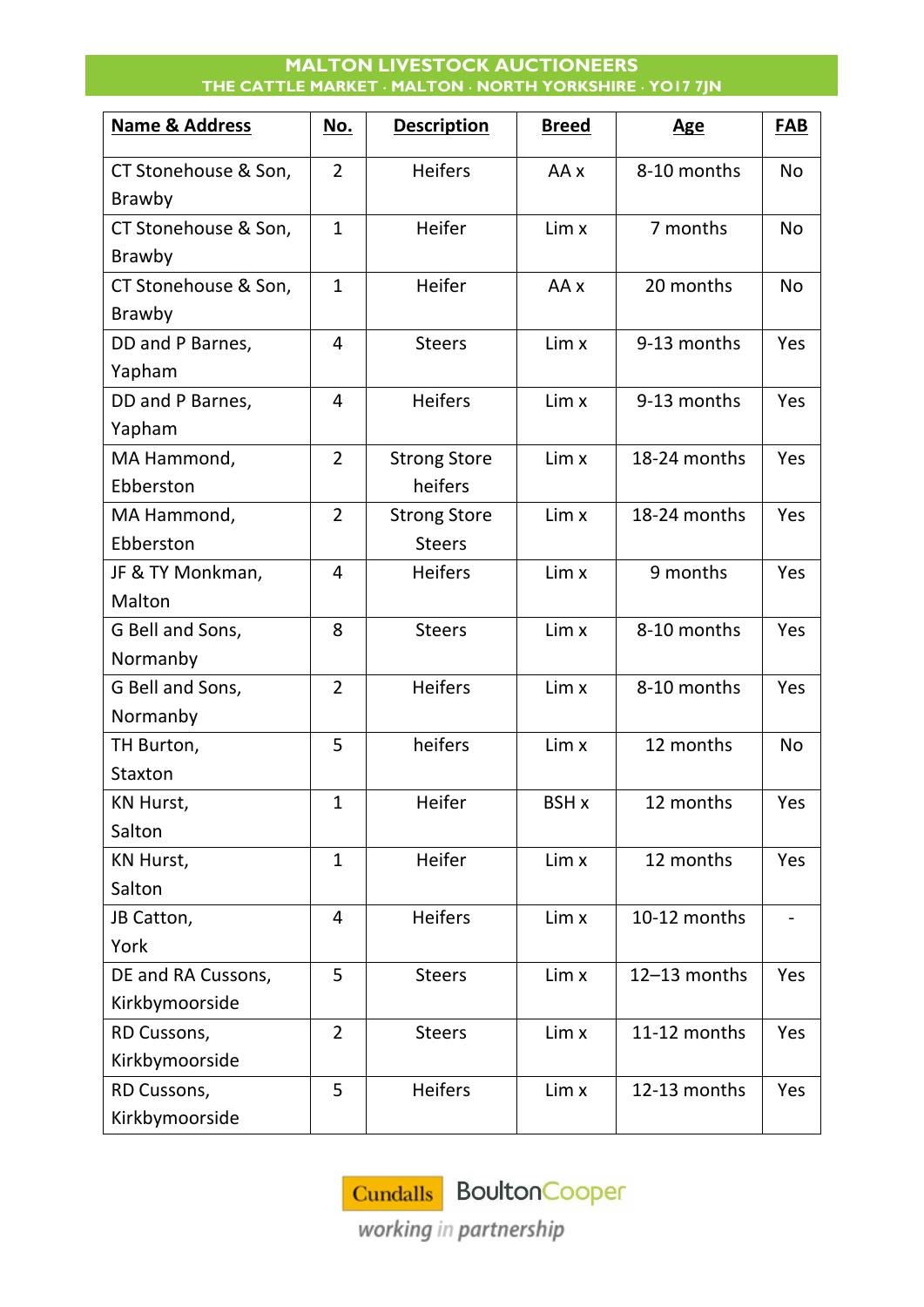**MALTON LIVESTOCK AUCTIONEERS**
**THE CATTLE MARKET · MALTON · NORTH YORKSHIRE · YO17 7JN**

| Name & Address | No. | Description | Breed | Age | FAB |
|---|---|---|---|---|---|
| CT Stonehouse & Son, Brawby | 2 | Heifers | AA x | 8-10 months | No |
| CT Stonehouse & Son, Brawby | 1 | Heifer | Lim x | 7 months | No |
| CT Stonehouse & Son, Brawby | 1 | Heifer | AA x | 20 months | No |
| DD and P Barnes, Yapham | 4 | Steers | Lim x | 9-13 months | Yes |
| DD and P Barnes, Yapham | 4 | Heifers | Lim x | 9-13 months | Yes |
| MA Hammond, Ebberston | 2 | Strong Store heifers | Lim x | 18-24 months | Yes |
| MA Hammond, Ebberston | 2 | Strong Store Steers | Lim x | 18-24 months | Yes |
| JF & TY Monkman, Malton | 4 | Heifers | Lim x | 9 months | Yes |
| G Bell and Sons, Normanby | 8 | Steers | Lim x | 8-10 months | Yes |
| G Bell and Sons, Normanby | 2 | Heifers | Lim x | 8-10 months | Yes |
| TH Burton, Staxton | 5 | heifers | Lim x | 12 months | No |
| KN Hurst, Salton | 1 | Heifer | BSH x | 12 months | Yes |
| KN Hurst, Salton | 1 | Heifer | Lim x | 12 months | Yes |
| JB Catton, York | 4 | Heifers | Lim x | 10-12 months | - |
| DE and RA Cussons, Kirkbymoorside | 5 | Steers | Lim x | 12–13 months | Yes |
| RD Cussons, Kirkbymoorside | 2 | Steers | Lim x | 11-12 months | Yes |
| RD Cussons, Kirkbymoorside | 5 | Heifers | Lim x | 12-13 months | Yes |

Cundalls BoultonCooper
*working in partnership*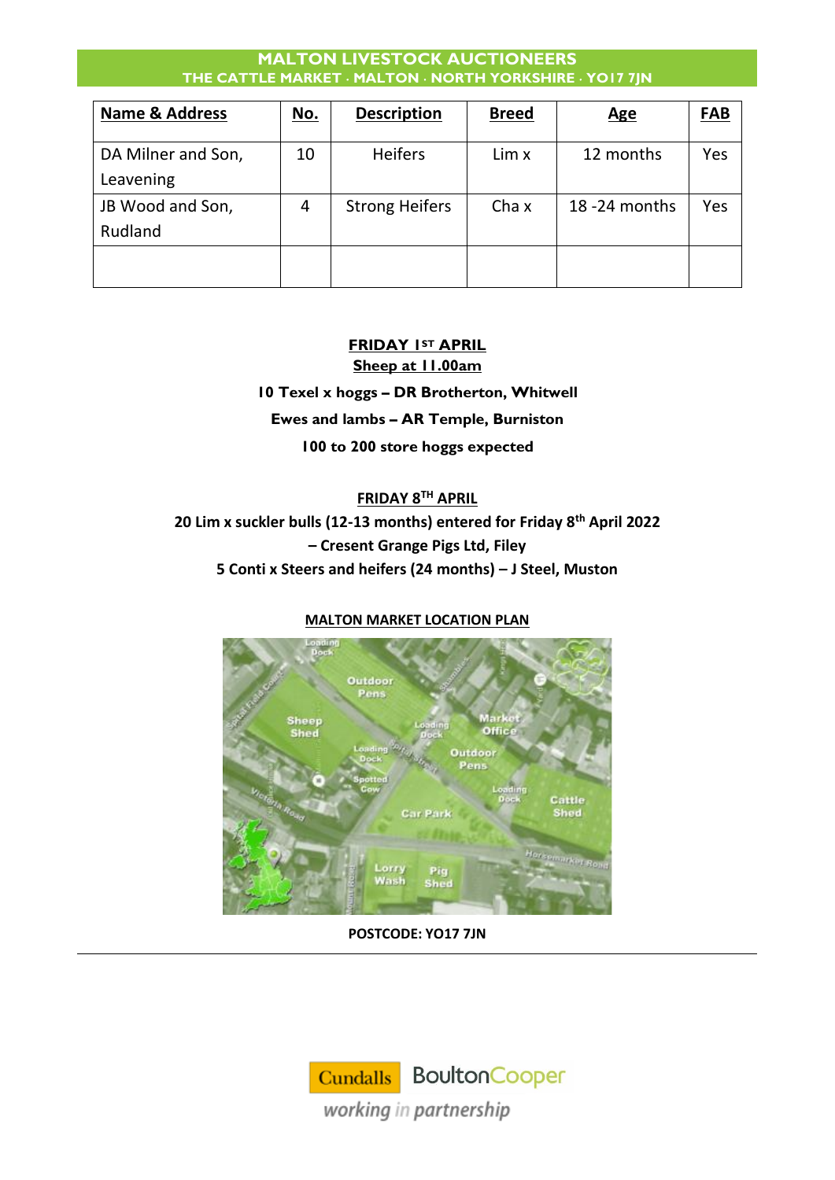**MALTON LIVESTOCK AUCTIONEERS**
**THE CATTLE MARKET · MALTON · NORTH YORKSHIRE · YO17 7JN**

| Name & Address | No. | Description | Breed | Age | FAB |
|---|---|---|---|---|---|
| DA Milner and Son, Leavening | 10 | Heifers | Lim x | 12 months | Yes |
| JB Wood and Son, Rudland | 4 | Strong Heifers | Cha x | 18 -24 months | Yes |
| | | | | | |

## FRIDAY 1ST APRIL

**Sheep at 11.00am**

**10 Texel x hoggs – DR Brotherton, Whitwell**

**Ewes and lambs – AR Temple, Burniston**

**100 to 200 store hoggs expected**

## FRIDAY 8TH APRIL

**20 Lim x suckler bulls (12-13 months) entered for Friday 8th April 2022 – Cresent Grange Pigs Ltd, Filey**

**5 Conti x Steers and heifers (24 months) – J Steel, Muston**

**MALTON MARKET LOCATION PLAN**

Loading Dock
Outdoor Pens
Sheep Shed
Loading Dock
Market Office
Loading Dock
Outdoor Pens
Spotted Cow
Loading Dock
Cattle Shed
Car Park
Lorry Wash
Pig Shed

**POSTCODE: YO17 7JN**

Cundalls BoultonCooper
*working in partnership*